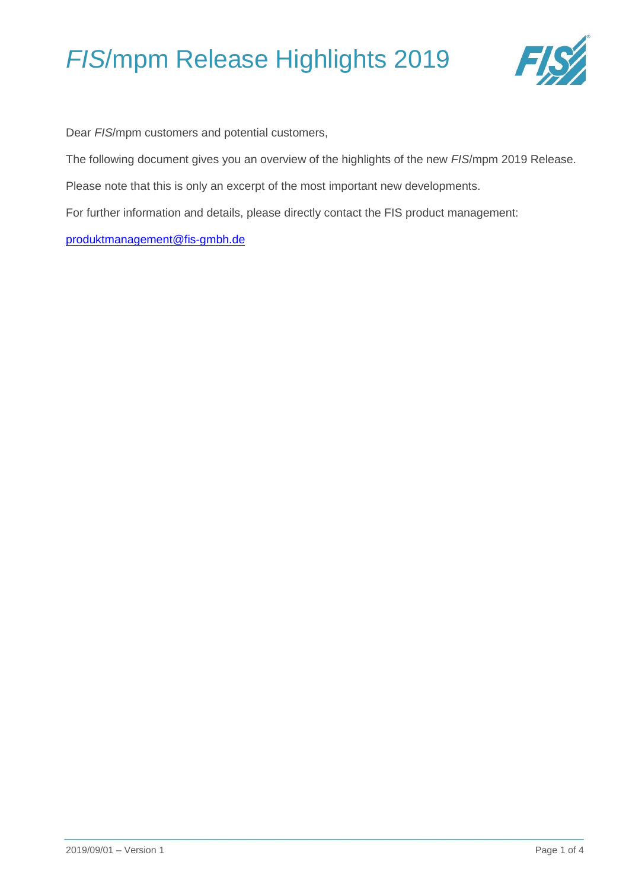# *FIS*/mpm Release Highlights 2019

Dear *FIS*/mpm customers and potential customers,

The following document gives you an overview of the highlights of the new *FIS*/mpm 2019 Release.

Please note that this is only an excerpt of the most important new developments.

For further information and details, please directly contact the FIS product management:

produktmanagement@fis-gmbh.de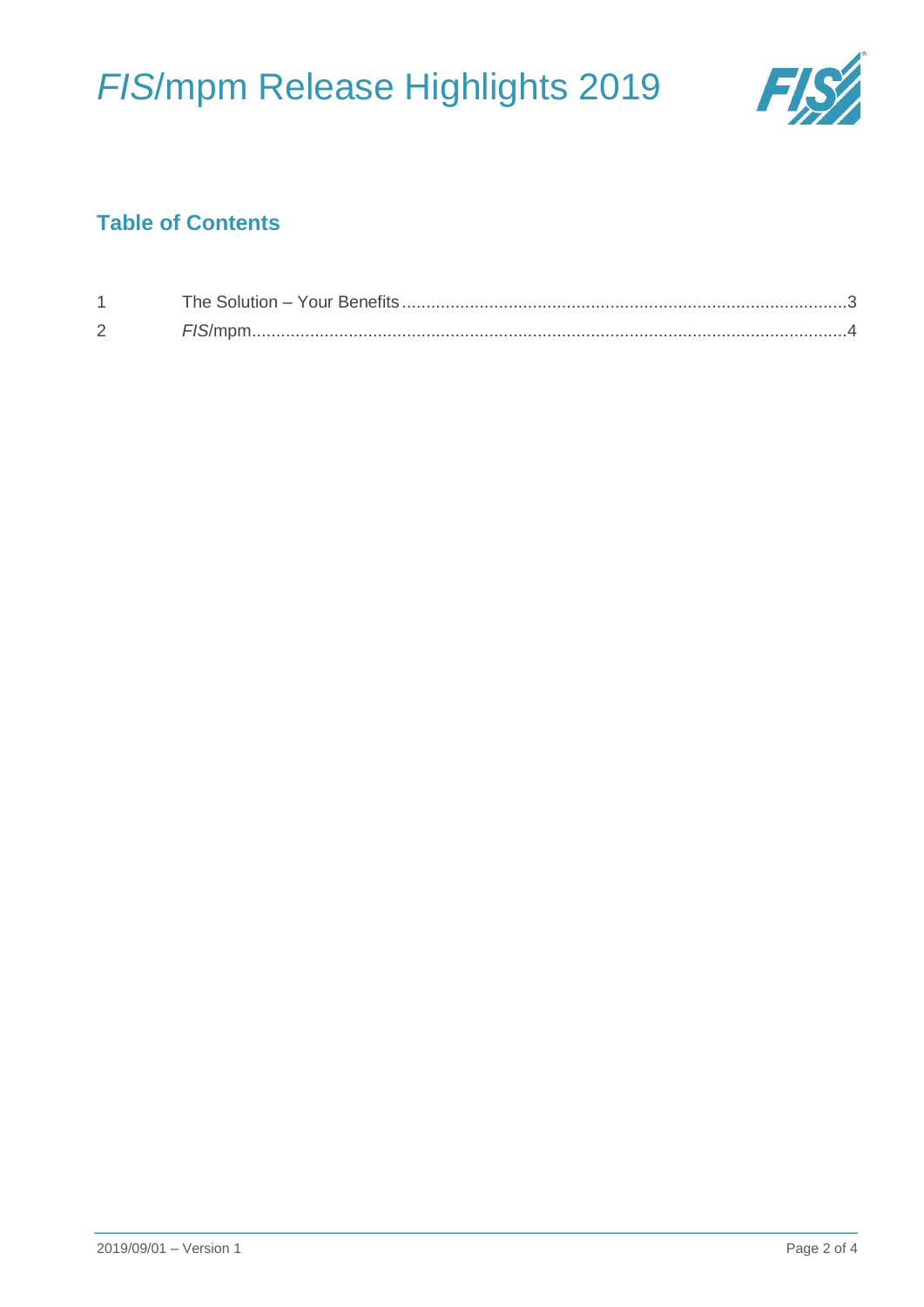## Table of Contents

| | | |
|---|---|---|
| 1 | The Solution – Your Benefits | 3 |
| 2 | *FIS*/mpm | 4 |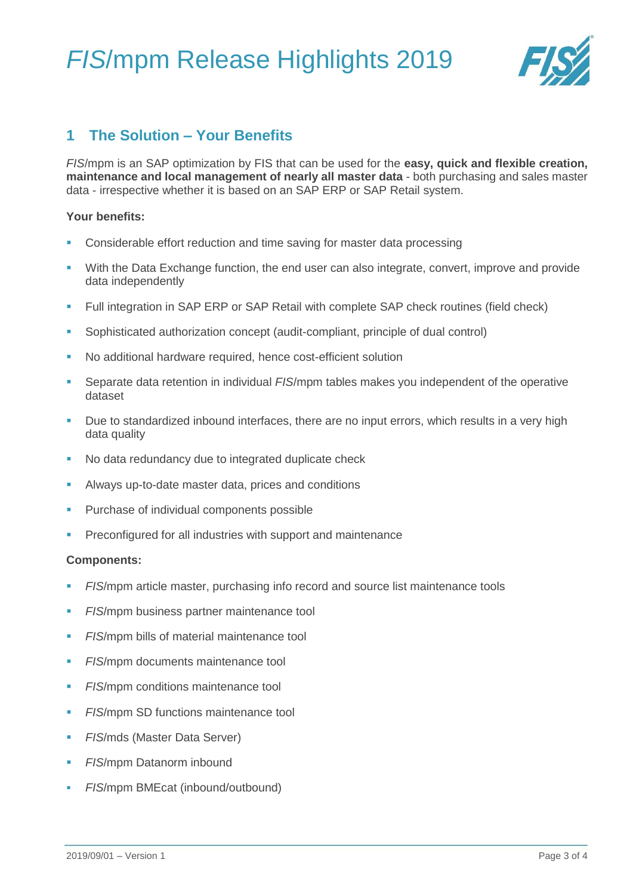## 1 The Solution – Your Benefits

*FIS*/mpm is an SAP optimization by FIS that can be used for the **easy, quick and flexible creation, maintenance and local management of nearly all master data** - both purchasing and sales master data - irrespective whether it is based on an SAP ERP or SAP Retail system.

**Your benefits:**

- Considerable effort reduction and time saving for master data processing
- With the Data Exchange function, the end user can also integrate, convert, improve and provide data independently
- Full integration in SAP ERP or SAP Retail with complete SAP check routines (field check)
- Sophisticated authorization concept (audit-compliant, principle of dual control)
- No additional hardware required, hence cost-efficient solution
- Separate data retention in individual *FIS*/mpm tables makes you independent of the operative dataset
- Due to standardized inbound interfaces, there are no input errors, which results in a very high data quality
- No data redundancy due to integrated duplicate check
- Always up-to-date master data, prices and conditions
- Purchase of individual components possible
- Preconfigured for all industries with support and maintenance

**Components:**

- *FIS*/mpm article master, purchasing info record and source list maintenance tools
- *FIS*/mpm business partner maintenance tool
- *FIS*/mpm bills of material maintenance tool
- *FIS*/mpm documents maintenance tool
- *FIS*/mpm conditions maintenance tool
- *FIS*/mpm SD functions maintenance tool
- *FIS*/mds (Master Data Server)
- *FIS*/mpm Datanorm inbound
- *FIS*/mpm BMEcat (inbound/outbound)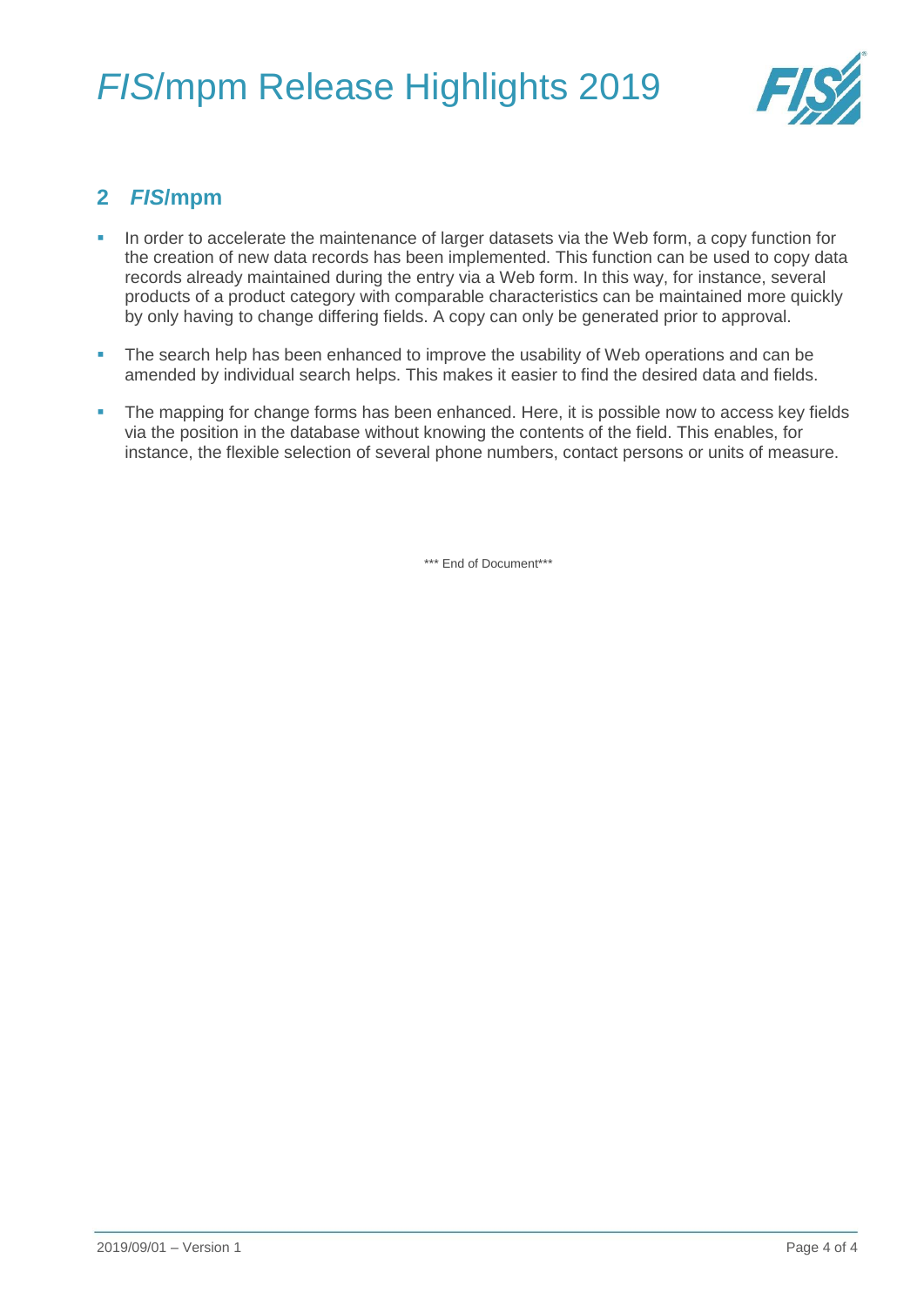## 2 *FIS*/mpm

- In order to accelerate the maintenance of larger datasets via the Web form, a copy function for the creation of new data records has been implemented. This function can be used to copy data records already maintained during the entry via a Web form. In this way, for instance, several products of a product category with comparable characteristics can be maintained more quickly by only having to change differing fields. A copy can only be generated prior to approval.
- The search help has been enhanced to improve the usability of Web operations and can be amended by individual search helps. This makes it easier to find the desired data and fields.
- The mapping for change forms has been enhanced. Here, it is possible now to access key fields via the position in the database without knowing the contents of the field. This enables, for instance, the flexible selection of several phone numbers, contact persons or units of measure.

*** End of Document***